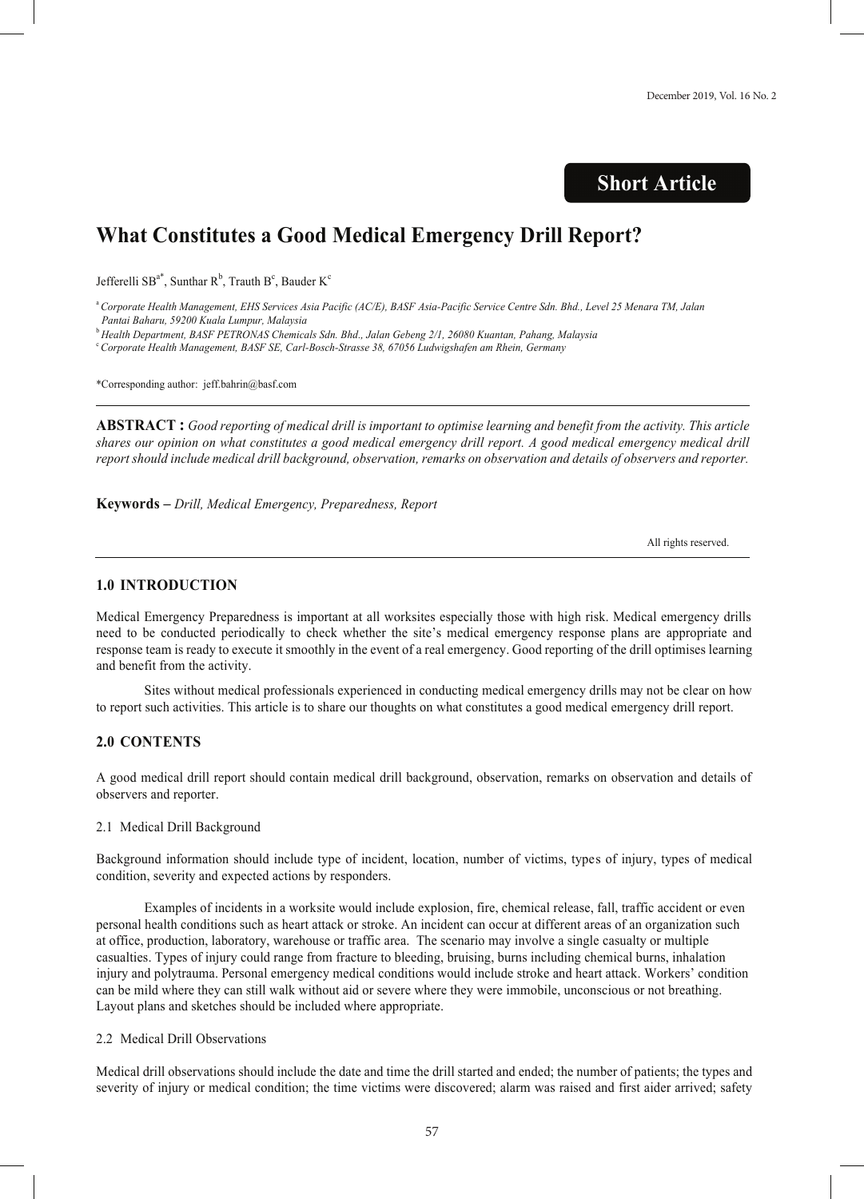Short Article

# What Constitutes a Good Medical Emergency Drill Report?

Jefferelli SB[a*], Sunthar R[b], Trauth B[c], Bauder K[c]

[a] *Corporate Health Management, EHS Services Asia Pacific (AC/E), BASF Asia-Pacific Service Centre Sdn. Bhd., Level 25 Menara TM, Jalan Pantai Baharu, 59200 Kuala Lumpur, Malaysia*
[b] *Health Department, BASF PETRONAS Chemicals Sdn. Bhd., Jalan Gebeng 2/1, 26080 Kuantan, Pahang, Malaysia*
[c] *Corporate Health Management, BASF SE, Carl-Bosch-Strasse 38, 67056 Ludwigshafen am Rhein, Germany*

*Corresponding author: jeff.bahrin@basf.com

**ABSTRACT :** *Good reporting of medical drill is important to optimise learning and benefit from the activity. This article shares our opinion on what constitutes a good medical emergency drill report. A good medical emergency medical drill report should include medical drill background, observation, remarks on observation and details of observers and reporter.*

**Keywords –** *Drill, Medical Emergency, Preparedness, Report*

All rights reserved.

## 1.0 INTRODUCTION

Medical Emergency Preparedness is important at all worksites especially those with high risk. Medical emergency drills need to be conducted periodically to check whether the site's medical emergency response plans are appropriate and response team is ready to execute it smoothly in the event of a real emergency. Good reporting of the drill optimises learning and benefit from the activity.

Sites without medical professionals experienced in conducting medical emergency drills may not be clear on how to report such activities. This article is to share our thoughts on what constitutes a good medical emergency drill report.

## 2.0 CONTENTS

A good medical drill report should contain medical drill background, observation, remarks on observation and details of observers and reporter.

### 2.1 Medical Drill Background

Background information should include type of incident, location, number of victims, types of injury, types of medical condition, severity and expected actions by responders.

Examples of incidents in a worksite would include explosion, fire, chemical release, fall, traffic accident or even personal health conditions such as heart attack or stroke. An incident can occur at different areas of an organization such at office, production, laboratory, warehouse or traffic area. The scenario may involve a single casualty or multiple casualties. Types of injury could range from fracture to bleeding, bruising, burns including chemical burns, inhalation injury and polytrauma. Personal emergency medical conditions would include stroke and heart attack. Workers' condition can be mild where they can still walk without aid or severe where they were immobile, unconscious or not breathing. Layout plans and sketches should be included where appropriate.

### 2.2 Medical Drill Observations

Medical drill observations should include the date and time the drill started and ended; the number of patients; the types and severity of injury or medical condition; the time victims were discovered; alarm was raised and first aider arrived; safety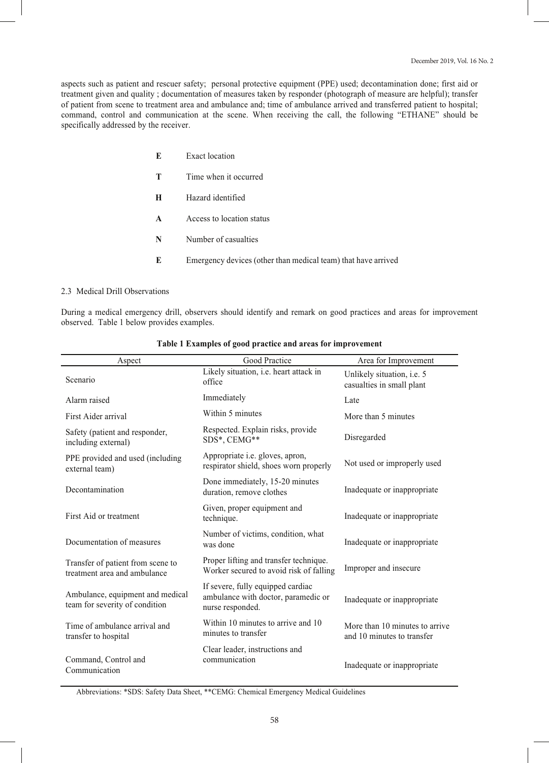aspects such as patient and rescuer safety; personal protective equipment (PPE) used; decontamination done; first aid or treatment given and quality ; documentation of measures taken by responder (photograph of measure are helpful); transfer of patient from scene to treatment area and ambulance and; time of ambulance arrived and transferred patient to hospital; command, control and communication at the scene. When receiving the call, the following "ETHANE" should be specifically addressed by the receiver.

- **E** Exact location
- **T** Time when it occurred
- **H** Hazard identified
- **A** Access to location status
- **N** Number of casualties
- **E** Emergency devices (other than medical team) that have arrived

### 2.3 Medical Drill Observations

During a medical emergency drill, observers should identify and remark on good practices and areas for improvement observed. Table 1 below provides examples.

**Table 1 Examples of good practice and areas for improvement**

| Aspect | Good Practice | Area for Improvement |
|---|---|---|
| Scenario | Likely situation, i.e. heart attack in office | Unlikely situation, i.e. 5 casualties in small plant |
| Alarm raised | Immediately | Late |
| First Aider arrival | Within 5 minutes | More than 5 minutes |
| Safety (patient and responder, including external) | Respected. Explain risks, provide SDS*, CEMG** | Disregarded |
| PPE provided and used (including external team) | Appropriate i.e. gloves, apron, respirator shield, shoes worn properly | Not used or improperly used |
| Decontamination | Done immediately, 15-20 minutes duration, remove clothes | Inadequate or inappropriate |
| First Aid or treatment | Given, proper equipment and technique. | Inadequate or inappropriate |
| Documentation of measures | Number of victims, condition, what was done | Inadequate or inappropriate |
| Transfer of patient from scene to treatment area and ambulance | Proper lifting and transfer technique. Worker secured to avoid risk of falling | Improper and insecure |
| Ambulance, equipment and medical team for severity of condition | If severe, fully equipped cardiac ambulance with doctor, paramedic or nurse responded. | Inadequate or inappropriate |
| Time of ambulance arrival and transfer to hospital | Within 10 minutes to arrive and 10 minutes to transfer | More than 10 minutes to arrive and 10 minutes to transfer |
| Command, Control and Communication | Clear leader, instructions and communication | Inadequate or inappropriate |

Abbreviations: *SDS: Safety Data Sheet, **CEMG: Chemical Emergency Medical Guidelines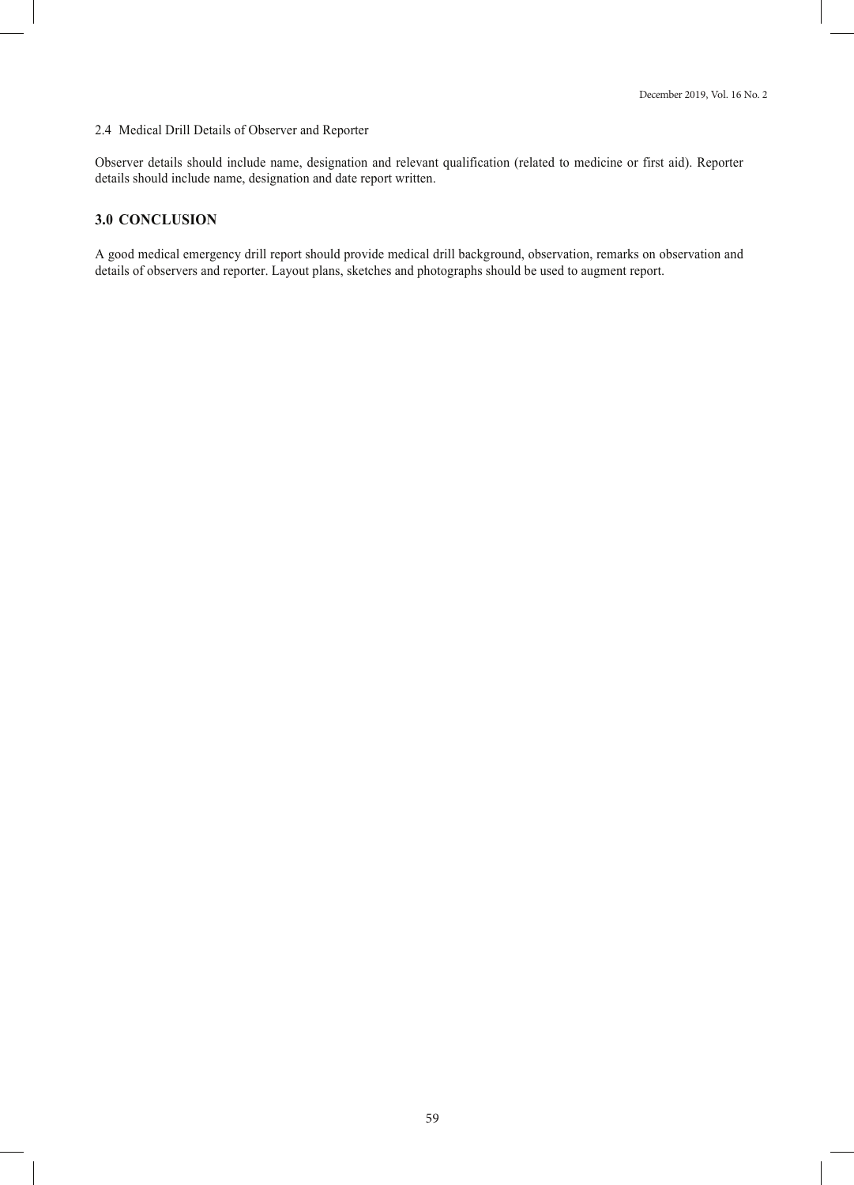### 2.4 Medical Drill Details of Observer and Reporter

Observer details should include name, designation and relevant qualification (related to medicine or first aid). Reporter details should include name, designation and date report written.

## 3.0 CONCLUSION

A good medical emergency drill report should provide medical drill background, observation, remarks on observation and details of observers and reporter. Layout plans, sketches and photographs should be used to augment report.